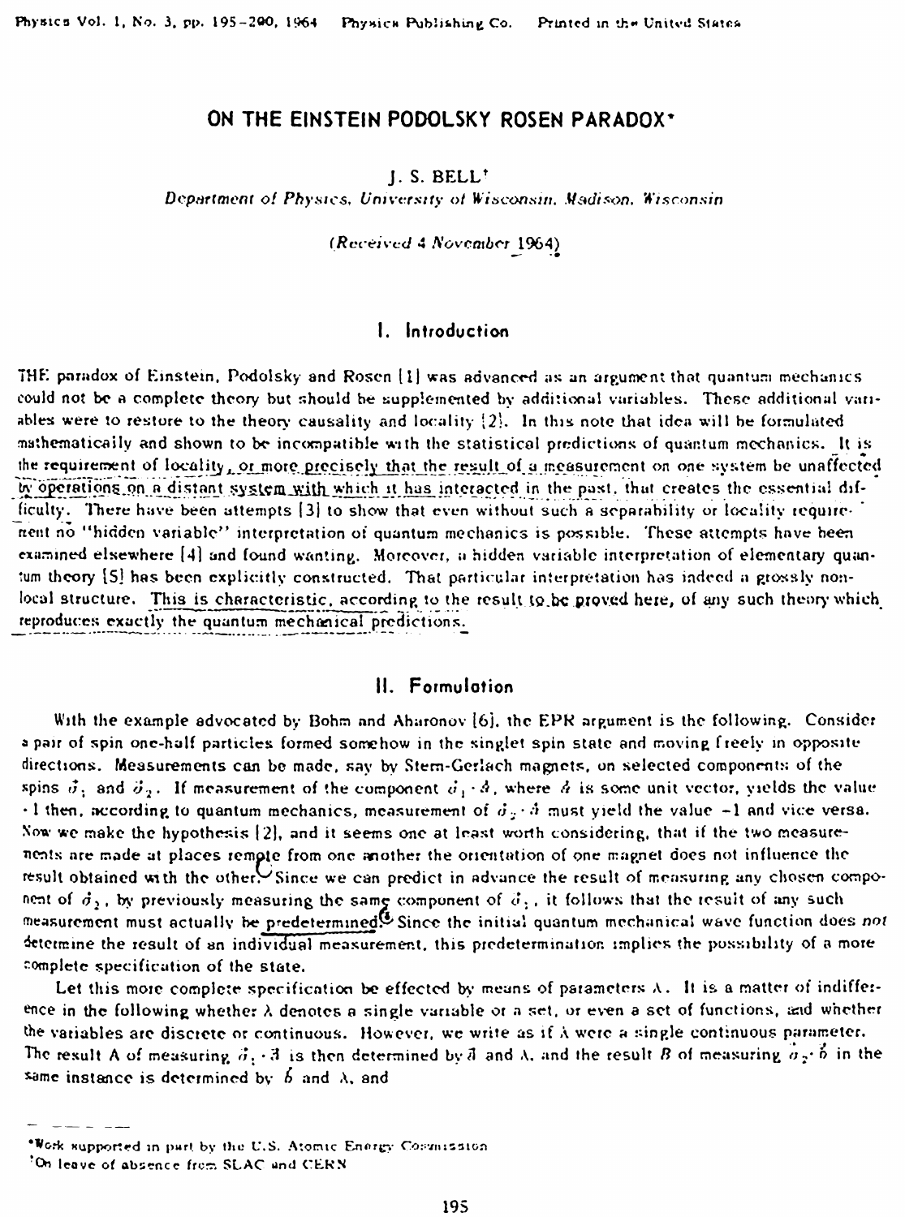# ON THE EINSTEIN PODOLSKY ROSEN PARADOX*

J. S. BELL†

*Department of Physics, University of Wisconsin, Madison, Wisconsin*

*(Received 4 November 1964)*

## I. Introduction

THE paradox of Einstein, Podolsky and Rosen [1] was advanced as an argument that quantum mechanics could not be a complete theory but should be supplemented by additional variables. These additional variables were to restore to the theory causality and locality [2]. In this note that idea will be formulated mathematically and shown to be incompatible with the statistical predictions of quantum mechanics. It is the requirement of locality, or more precisely that the result of a measurement on one system be unaffected by operations on a distant system with which it has interacted in the past, that creates the essential difficulty. There have been attempts [3] to show that even without such a separability or locality requirement no "hidden variable" interpretation of quantum mechanics is possible. These attempts have been examined elsewhere [4] and found wanting. Moreover, a hidden variable interpretation of elementary quantum theory [5] has been explicitly constructed. That particular interpretation has indeed a grossly nonlocal structure. This is characteristic, according to the result to be proved here, of any such theory which reproduces exactly the quantum mechanical predictions.

## II. Formulation

With the example advocated by Bohm and Aharonov [6], the EPR argument is the following. Consider a pair of spin one-half particles formed somehow in the singlet spin state and moving freely in opposite directions. Measurements can be made, say by Stern-Gerlach magnets, on selected components of the spins $\vec{\sigma}_1$ and $\vec{\sigma}_2$. If measurement of the component $\vec{\sigma}_1 \cdot \vec{a}$, where $\vec{a}$ is some unit vector, yields the value $+1$ then, according to quantum mechanics, measurement of $\vec{\sigma}_2 \cdot \vec{a}$ must yield the value $-1$ and vice versa. Now we make the hypothesis [2], and it seems one at least worth considering, that if the two measurements are made at places remote from one another the orientation of one magnet does not influence the result obtained with the other. Since we can predict in advance the result of measuring any chosen component of $\vec{\sigma}_2$, by previously measuring the same component of $\vec{\sigma}_1$, it follows that the result of any such measurement must actually be predetermined. Since the initial quantum mechanical wave function does *not* determine the result of an individual measurement, this predetermination implies the possibility of a more complete specification of the state.

Let this more complete specification be effected by means of parameters $\lambda$. It is a matter of indifference in the following whether $\lambda$ denotes a single variable or a set, or even a set of functions, and whether the variables are discrete or continuous. However, we write as if $\lambda$ were a single continuous parameter. The result $A$ of measuring $\vec{\sigma}_1 \cdot \vec{a}$ is then determined by $\vec{a}$ and $\lambda$, and the result $B$ of measuring $\vec{\sigma}_2 \cdot \vec{b}$ in the same instance is determined by $\vec{b}$ and $\lambda$, and

---

*Work supported in part by the U.S. Atomic Energy Commission

†On leave of absence from SLAC and CERN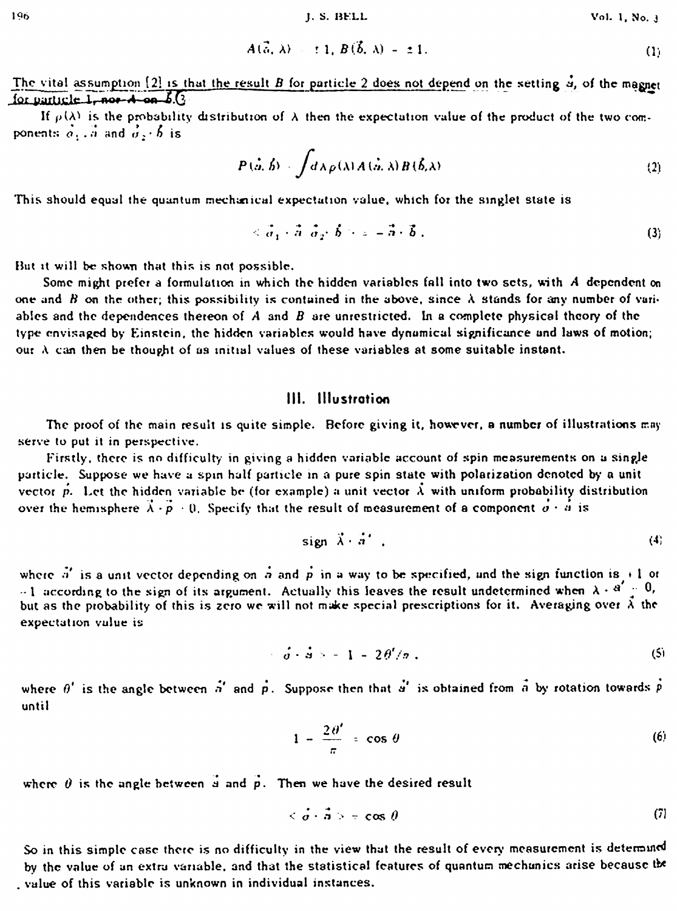$$A(\vec{a}, \lambda) = \pm 1, \; B(\vec{b}, \lambda) = \pm 1. \tag{1}$$

The vital assumption [2] is that the result $B$ for particle 2 does not depend on the setting $\vec{a}$, of the magnet for particle 1, nor $A$ on $\vec{b}$.

If $\rho(\lambda)$ is the probability distribution of $\lambda$ then the expectation value of the product of the two components $\vec{\sigma}_1 \cdot \vec{a}$ and $\vec{\sigma}_2 \cdot \vec{b}$ is

$$P(\vec{a}, \vec{b}) = \int d\lambda \rho(\lambda) A(\vec{a}, \lambda) B(\vec{b}, \lambda) \tag{2}$$

This should equal the quantum mechanical expectation value, which for the singlet state is

$$\langle \vec{\sigma}_1 \cdot \vec{a} \; \vec{\sigma}_2 \cdot \vec{b} \rangle = -\vec{a} \cdot \vec{b}. \tag{3}$$

But it will be shown that this is not possible.

Some might prefer a formulation in which the hidden variables fall into two sets, with $A$ dependent on one and $B$ on the other; this possibility is contained in the above, since $\lambda$ stands for any number of variables and the dependences thereon of $A$ and $B$ are unrestricted. In a complete physical theory of the type envisaged by Einstein, the hidden variables would have dynamical significance and laws of motion; our $\lambda$ can then be thought of as initial values of these variables at some suitable instant.

## III. Illustration

The proof of the main result is quite simple. Before giving it, however, a number of illustrations may serve to put it in perspective.

Firstly, there is no difficulty in giving a hidden variable account of spin measurements on a single particle. Suppose we have a spin half particle in a pure spin state with polarization denoted by a unit vector $\vec{p}$. Let the hidden variable be (for example) a unit vector $\vec{\lambda}$ with uniform probability distribution over the hemisphere $\vec{\lambda} \cdot \vec{p} > 0$. Specify that the result of measurement of a component $\vec{\sigma} \cdot \vec{a}$ is

$$\text{sign} \; \vec{\lambda} \cdot \vec{a}', \tag{4}$$

where $\vec{a}'$ is a unit vector depending on $\vec{a}$ and $\vec{p}$ in a way to be specified, and the sign function is $+1$ or $-1$ according to the sign of its argument. Actually this leaves the result undetermined when $\lambda \cdot a' = 0$, but as the probability of this is zero we will not make special prescriptions for it. Averaging over $\vec{\lambda}$ the expectation value is

$$\langle \vec{\sigma} \cdot \vec{a} \rangle = 1 - 2\theta'/\pi, \tag{5}$$

where $\theta'$ is the angle between $\vec{a}'$ and $\vec{p}$. Suppose then that $\vec{a}'$ is obtained from $\vec{a}$ by rotation towards $\vec{p}$ until

$$1 - \frac{2\theta'}{\pi} = \cos\theta \tag{6}$$

where $\theta$ is the angle between $\vec{a}$ and $\vec{p}$. Then we have the desired result

$$\langle \vec{\sigma} \cdot \vec{a} \rangle = \cos\theta \tag{7}$$

So in this simple case there is no difficulty in the view that the result of every measurement is determined by the value of an extra variable, and that the statistical features of quantum mechanics arise because the value of this variable is unknown in individual instances.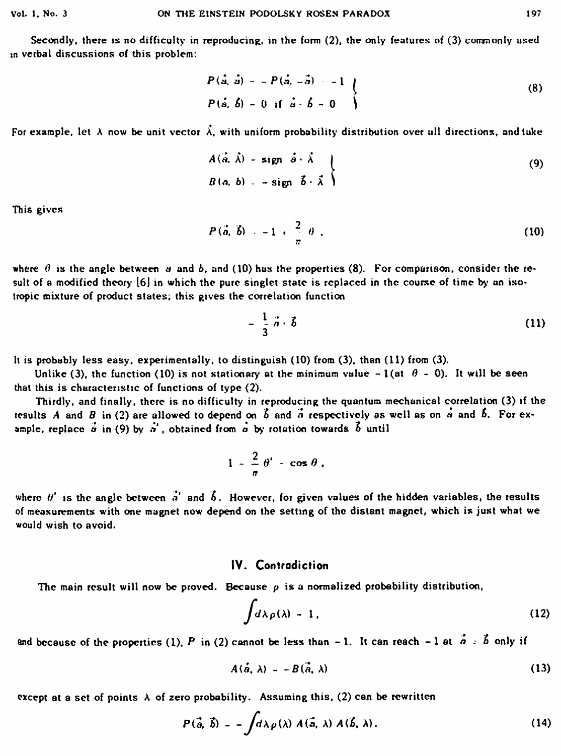Secondly, there is no difficulty in reproducing, in the form (2), the only features of (3) commonly used in verbal discussions of this problem:

$$\left.\begin{aligned} P(\vec{a}, \vec{a}) &= -P(\vec{a}, -\vec{a}) = -1 \\ P(\vec{a}, \vec{b}) &= 0 \text{ if } \vec{a} \cdot \vec{b} = 0 \end{aligned}\right\} \tag{8}$$

For example, let $\lambda$ now be unit vector $\vec{\lambda}$, with uniform probability distribution over all directions, and take

$$\left.\begin{aligned} A(\vec{a}, \vec{\lambda}) &= \text{sign } \vec{a} \cdot \vec{\lambda} \\ B(\vec{b}, \vec{\lambda}) &= -\text{sign } \vec{b} \cdot \vec{\lambda} \end{aligned}\right\} \tag{9}$$

This gives

$$P(\vec{a}, \vec{b}) = -1 + \frac{2}{\pi}\theta, \tag{10}$$

where $\theta$ is the angle between $\vec{a}$ and $\vec{b}$, and (10) has the properties (8). For comparison, consider the result of a modified theory [6] in which the pure singlet state is replaced in the course of time by an isotropic mixture of product states; this gives the correlation function

$$-\frac{1}{3}\vec{a} \cdot \vec{b} \tag{11}$$

It is probably less easy, experimentally, to distinguish (10) from (3), than (11) from (3).

Unlike (3), the function (10) is not stationary at the minimum value $-1$ (at $\theta = 0$). It will be seen that this is characteristic of functions of type (2).

Thirdly, and finally, there is no difficulty in reproducing the quantum mechanical correlation (3) if the results $A$ and $B$ in (2) are allowed to depend on $\vec{b}$ and $\vec{a}$ respectively as well as on $\vec{a}$ and $\vec{b}$. For example, replace $\vec{a}$ in (9) by $\vec{a}'$, obtained from $\vec{a}$ by rotation towards $\vec{b}$ until

$$1 - \frac{2}{\pi}\theta' = \cos\theta,$$

where $\theta'$ is the angle between $\vec{a}'$ and $\vec{b}$. However, for given values of the hidden variables, the results of measurements with one magnet now depend on the setting of the distant magnet, which is just what we would wish to avoid.

## IV. Contradiction

The main result will now be proved. Because $\rho$ is a normalized probability distribution,

$$\int d\lambda \rho(\lambda) = 1, \tag{12}$$

and because of the properties (1), $P$ in (2) cannot be less than $-1$. It can reach $-1$ at $\vec{a} = \vec{b}$ only if

$$A(\vec{a}, \lambda) = -B(\vec{a}, \lambda) \tag{13}$$

except at a set of points $\lambda$ of zero probability. Assuming this, (2) can be rewritten

$$P(\vec{a}, \vec{b}) = -\int d\lambda \rho(\lambda) A(\vec{a}, \lambda) A(\vec{b}, \lambda). \tag{14}$$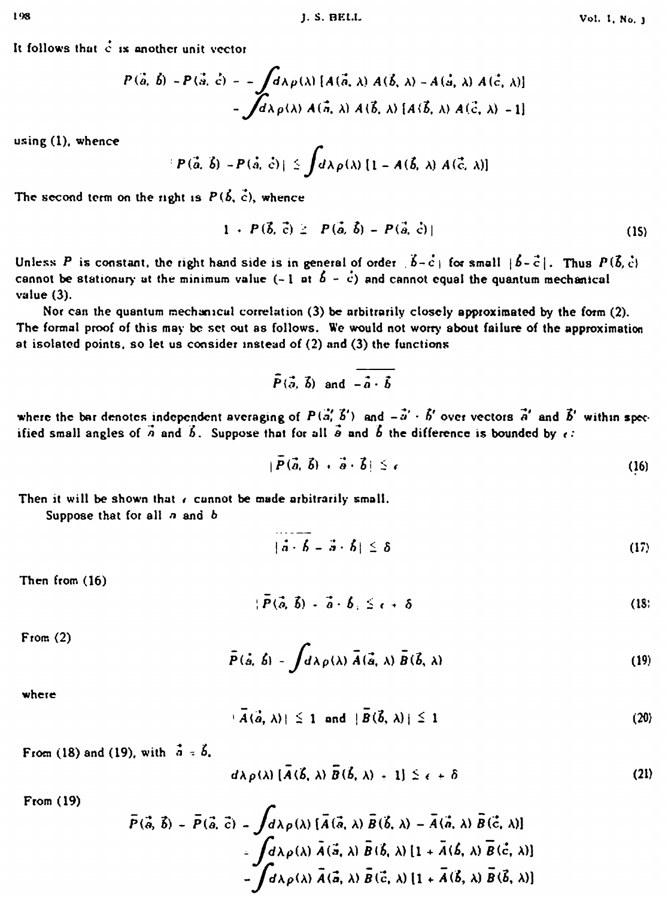It follows that $\vec{c}$ is another unit vector

$$P(\vec{a}, \vec{b}) - P(\vec{a}, \vec{c}) = -\int d\lambda\, \rho(\lambda)\, [A(\vec{a}, \lambda)\, A(\vec{b}, \lambda) - A(\vec{a}, \lambda)\, A(\vec{c}, \lambda)]$$
$$= \int d\lambda\, \rho(\lambda)\, A(\vec{a}, \lambda)\, A(\vec{b}, \lambda)\, [A(\vec{b}, \lambda)\, A(\vec{c}, \lambda) - 1]$$

using (1), whence

$$|P(\vec{a}, \vec{b}) - P(\vec{a}, \vec{c})| \leq \int d\lambda\, \rho(\lambda)\, [1 - A(\vec{b}, \lambda)\, A(\vec{c}, \lambda)]$$

The second term on the right is $P(\vec{b}, \vec{c})$, whence

$$1 + P(\vec{b}, \vec{c}) \geq |P(\vec{a}, \vec{b}) - P(\vec{a}, \vec{c})| \tag{15}$$

Unless $P$ is constant, the right hand side is in general of order $|\vec{b} - \vec{c}|$ for small $|\vec{b} - \vec{c}|$. Thus $P(\vec{b}, \vec{c})$ cannot be stationary at the minimum value ($-1$ at $\vec{b} = \vec{c}$) and cannot equal the quantum mechanical value (3).

Nor can the quantum mechanical correlation (3) be arbitrarily closely approximated by the form (2). The formal proof of this may be set out as follows. We would not worry about failure of the approximation at isolated points, so let us consider instead of (2) and (3) the functions

$$\bar{P}(\vec{a}, \vec{b}) \text{ and } \overline{-\vec{a} \cdot \vec{b}}$$

where the bar denotes independent averaging of $P(\vec{a}', \vec{b}')$ and $-\vec{a}' \cdot \vec{b}'$ over vectors $\vec{a}'$ and $\vec{b}'$ within specified small angles of $\vec{a}$ and $\vec{b}$. Suppose that for all $\vec{a}$ and $\vec{b}$ the difference is bounded by $\epsilon$:

$$|\bar{P}(\vec{a}, \vec{b}) + \vec{a} \cdot \vec{b}| \leq \epsilon \tag{16}$$

Then it will be shown that $\epsilon$ cannot be made arbitrarily small.

Suppose that for all $a$ and $b$

$$|\overline{\vec{a} \cdot \vec{b}} - \vec{a} \cdot \vec{b}| \leq \delta \tag{17}$$

Then from (16)

$$|\bar{P}(\vec{a}, \vec{b}) + \overline{\vec{a} \cdot \vec{b}}| \leq \epsilon + \delta \tag{18}$$

From (2)

$$\bar{P}(\vec{a}, \vec{b}) = \int d\lambda\, \rho(\lambda)\, \bar{A}(\vec{a}, \lambda)\, \bar{B}(\vec{b}, \lambda) \tag{19}$$

where

$$|\bar{A}(\vec{a}, \lambda)| \leq 1 \text{ and } |\bar{B}(\vec{b}, \lambda)| \leq 1 \tag{20}$$

From (18) and (19), with $\vec{a} = \vec{b}$,

$$d\lambda\, \rho(\lambda)\, [\bar{A}(\vec{b}, \lambda)\, \bar{B}(\vec{b}, \lambda) + 1] \leq \epsilon + \delta \tag{21}$$

From (19)

$$\bar{P}(\vec{a}, \vec{b}) - \bar{P}(\vec{a}, \vec{c}) = \int d\lambda\, \rho(\lambda)\, [\bar{A}(\vec{a}, \lambda)\, \bar{B}(\vec{b}, \lambda) - \bar{A}(\vec{a}, \lambda)\, \bar{B}(\vec{c}, \lambda)]$$
$$= \int d\lambda\, \rho(\lambda)\, \bar{A}(\vec{a}, \lambda)\, \bar{B}(\vec{b}, \lambda)\, [1 + \bar{A}(\vec{b}, \lambda)\, \bar{B}(\vec{c}, \lambda)]$$
$$- \int d\lambda\, \rho(\lambda)\, \bar{A}(\vec{a}, \lambda)\, \bar{B}(\vec{c}, \lambda)\, [1 + \bar{A}(\vec{b}, \lambda)\, \bar{B}(\vec{b}, \lambda)]$$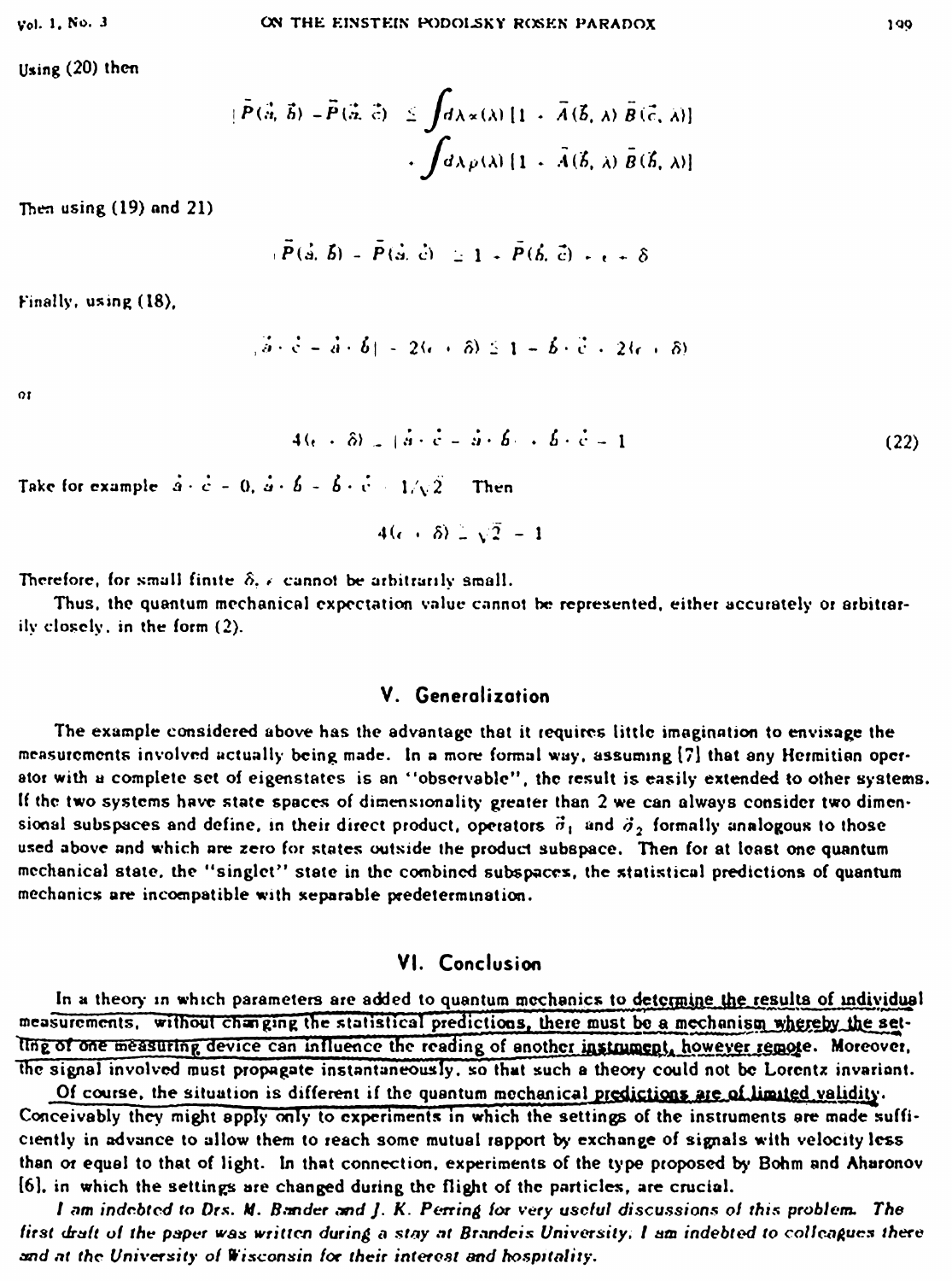Using (20) then

$$|\bar{P}(\vec{a}, \vec{b}) - \bar{P}(\vec{a}, \vec{c})| \leq \int d\lambda \, \rho(\lambda) \, [1 - \bar{A}(\vec{b}, \lambda) \, \bar{B}(\vec{c}, \lambda)]$$
$$+ \int d\lambda \, \rho(\lambda) \, [1 + \bar{A}(\vec{b}, \lambda) \, \bar{B}(\vec{b}, \lambda)]$$

Then using (19) and 21)

$$|\bar{P}(\vec{a}, \vec{b}) - \bar{P}(\vec{a}, \vec{c})| \leq 1 + \bar{P}(\vec{b}, \vec{c}) + \epsilon + \delta$$

Finally, using (18),

$$|\vec{a} \cdot \vec{c} - \vec{a} \cdot \vec{b}| - 2(\epsilon + \delta) \leq 1 - \vec{b} \cdot \vec{c} + 2(\epsilon + \delta)$$

or

$$4(\epsilon + \delta) \geq |\vec{a} \cdot \vec{c} - \vec{a} \cdot \vec{b}| + \vec{b} \cdot \vec{c} - 1 \tag{22}$$

Take for example $\vec{a} \cdot \vec{c} = 0$, $\vec{a} \cdot \vec{b} = \vec{b} \cdot \vec{c} = 1/\sqrt{2}$ Then

$$4(\epsilon + \delta) \geq \sqrt{2} - 1$$

Therefore, for small finite $\delta$, $\epsilon$ cannot be arbitrarily small.

Thus, the quantum mechanical expectation value cannot be represented, either accurately or arbitrarily closely, in the form (2).

## V. Generalization

The example considered above has the advantage that it requires little imagination to envisage the measurements involved actually being made. In a more formal way, assuming [7] that any Hermitian operator with a complete set of eigenstates is an "observable", the result is easily extended to other systems. If the two systems have state spaces of dimensionality greater than 2 we can always consider two dimensional subspaces and define, in their direct product, operators $\vec{\sigma}_1$ and $\vec{\sigma}_2$ formally analogous to those used above and which are zero for states outside the product subspace. Then for at least one quantum mechanical state, the "singlet" state in the combined subspaces, the statistical predictions of quantum mechanics are incompatible with separable predetermination.

## VI. Conclusion

In a theory in which parameters are added to quantum mechanics to determine the results of individual measurements, without changing the statistical predictions, there must be a mechanism whereby the setting of one measuring device can influence the reading of another instrument, however remote. Moreover, the signal involved must propagate instantaneously, so that such a theory could not be Lorentz invariant.

Of course, the situation is different if the quantum mechanical predictions are of limited validity. Conceivably they might apply only to experiments in which the settings of the instruments are made sufficiently in advance to allow them to reach some mutual rapport by exchange of signals with velocity less than or equal to that of light. In that connection, experiments of the type proposed by Bohm and Aharonov [6], in which the settings are changed during the flight of the particles, are crucial.

*I am indebted to Drs. M. Bander and J. K. Perring for very useful discussions of this problem. The first draft of the paper was written during a stay at Brandeis University. I am indebted to colleagues there and at the University of Wisconsin for their interest and hospitality.*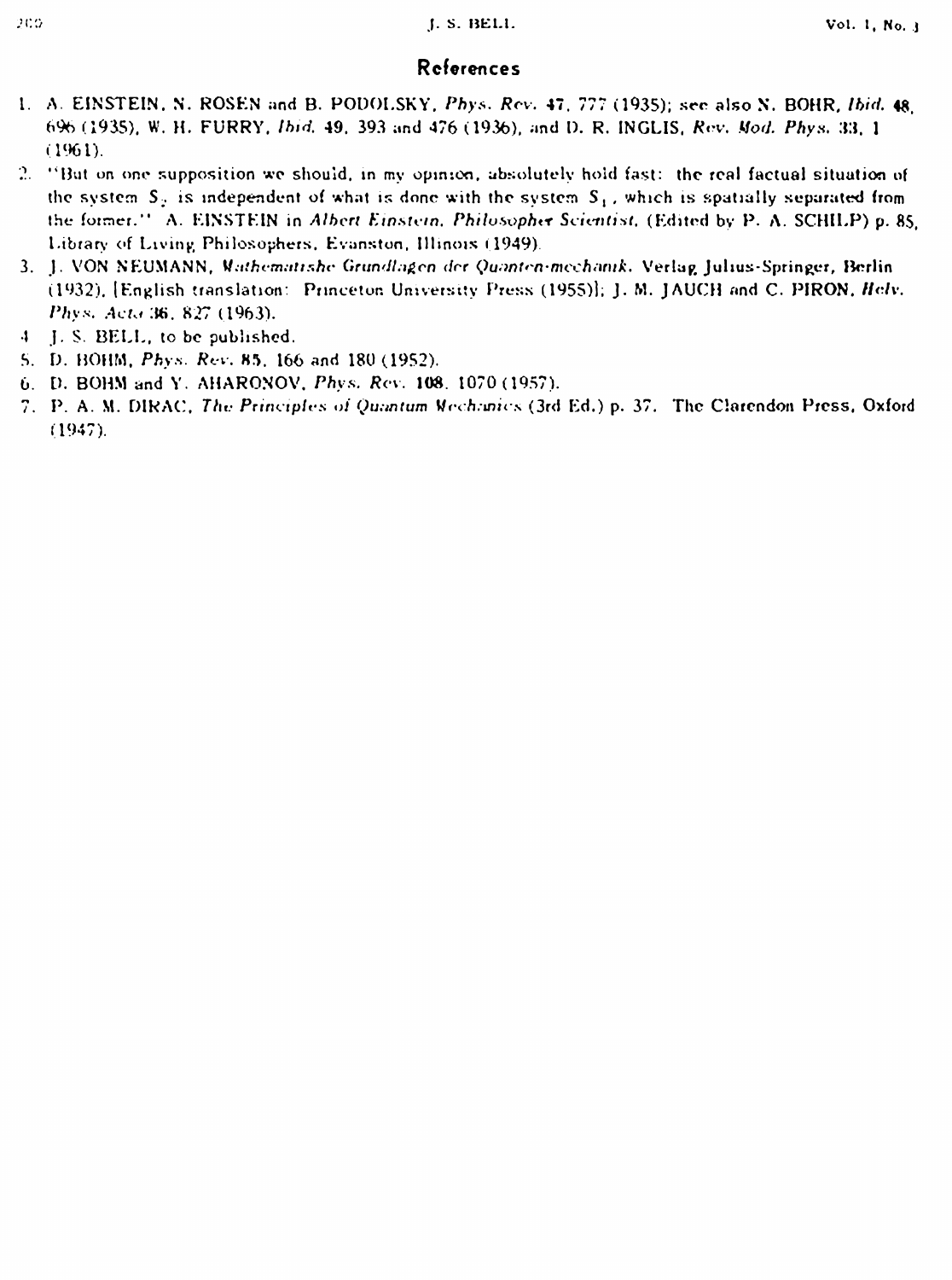## References

1. A. EINSTEIN, N. ROSEN and B. PODOLSKY, *Phys. Rev.* **47**, 777 (1935); see also N. BOHR, *Ibid.* **48**, 696 (1935), W. H. FURRY, *Ibid.* **49**, 393 and 476 (1936), and D. R. INGLIS, *Rev. Mod. Phys.* **33**, 1 (1961).
2. "But on one supposition we should, in my opinion, absolutely hold fast: the real factual situation of the system $S_2$ is independent of what is done with the system $S_1$, which is spatially separated from the former." A. EINSTEIN in *Albert Einstein, Philosopher Scientist*, (Edited by P. A. SCHILP) p. 85, Library of Living Philosophers, Evanston, Illinois (1949).
3. J. VON NEUMANN, *Mathematishe Grundlagen der Quanten-mechanik*. Verlag Julius-Springer, Berlin (1932), [English translation: Princeton University Press (1955)]; J. M. JAUCH and C. PIRON, *Helv. Phys. Acta* **36**, 827 (1963).
4. J. S. BELL, to be published.
5. D. BOHM, *Phys. Rev.* **85**, 166 and 180 (1952).
6. D. BOHM and Y. AHARONOV, *Phys. Rev.* **108**, 1070 (1957).
7. P. A. M. DIRAC, *The Principles of Quantum Mechanics* (3rd Ed.) p. 37. The Clarendon Press, Oxford (1947).